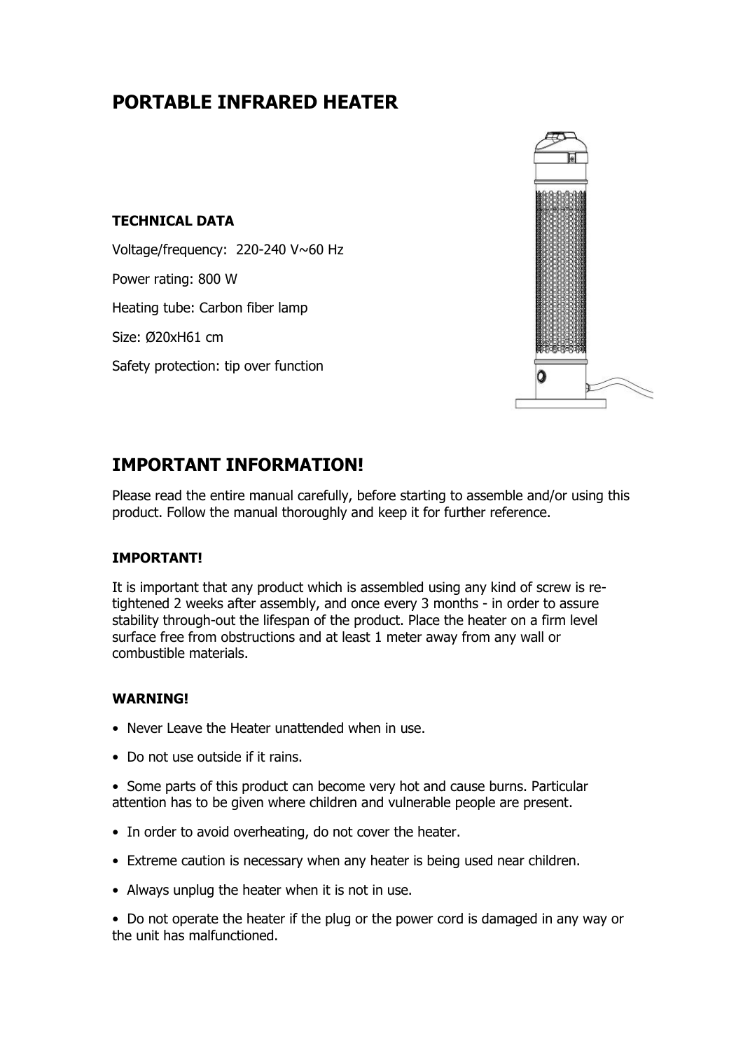# PORTABLE INFRARED HEATER

**TECHNICAL DATA**

Voltage/frequency: 220-240 V~60 Hz

Power rating: 800 W

Heating tube: Carbon fiber lamp

Size: Ø20xH61 cm

Safety protection: tip over function

## IMPORTANT INFORMATION!

Please read the entire manual carefully, before starting to assemble and/or using this product. Follow the manual thoroughly and keep it for further reference.

**IMPORTANT!**

It is important that any product which is assembled using any kind of screw is re-tightened 2 weeks after assembly, and once every 3 months - in order to assure stability through-out the lifespan of the product. Place the heater on a firm level surface free from obstructions and at least 1 meter away from any wall or combustible materials.

**WARNING!**

- Never Leave the Heater unattended when in use.
- Do not use outside if it rains.
- Some parts of this product can become very hot and cause burns. Particular attention has to be given where children and vulnerable people are present.
- In order to avoid overheating, do not cover the heater.
- Extreme caution is necessary when any heater is being used near children.
- Always unplug the heater when it is not in use.
- Do not operate the heater if the plug or the power cord is damaged in any way or the unit has malfunctioned.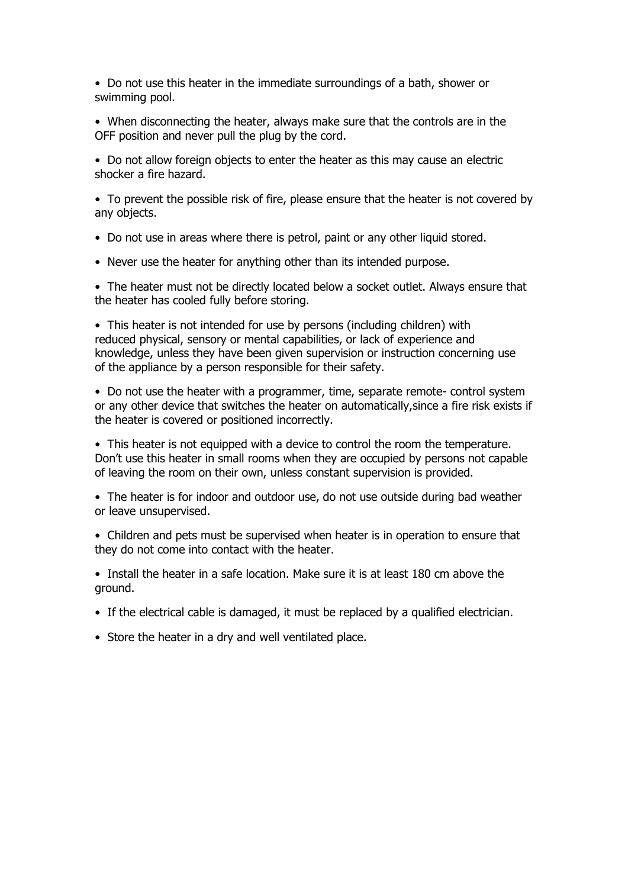- Do not use this heater in the immediate surroundings of a bath, shower or swimming pool.
- When disconnecting the heater, always make sure that the controls are in the OFF position and never pull the plug by the cord.
- Do not allow foreign objects to enter the heater as this may cause an electric shocker a fire hazard.
- To prevent the possible risk of fire, please ensure that the heater is not covered by any objects.
- Do not use in areas where there is petrol, paint or any other liquid stored.
- Never use the heater for anything other than its intended purpose.
- The heater must not be directly located below a socket outlet. Always ensure that the heater has cooled fully before storing.
- This heater is not intended for use by persons (including children) with reduced physical, sensory or mental capabilities, or lack of experience and knowledge, unless they have been given supervision or instruction concerning use of the appliance by a person responsible for their safety.
- Do not use the heater with a programmer, time, separate remote- control system or any other device that switches the heater on automatically,since a fire risk exists if the heater is covered or positioned incorrectly.
- This heater is not equipped with a device to control the room the temperature. Don't use this heater in small rooms when they are occupied by persons not capable of leaving the room on their own, unless constant supervision is provided.
- The heater is for indoor and outdoor use, do not use outside during bad weather or leave unsupervised.
- Children and pets must be supervised when heater is in operation to ensure that they do not come into contact with the heater.
- Install the heater in a safe location. Make sure it is at least 180 cm above the ground.
- If the electrical cable is damaged, it must be replaced by a qualified electrician.
- Store the heater in a dry and well ventilated place.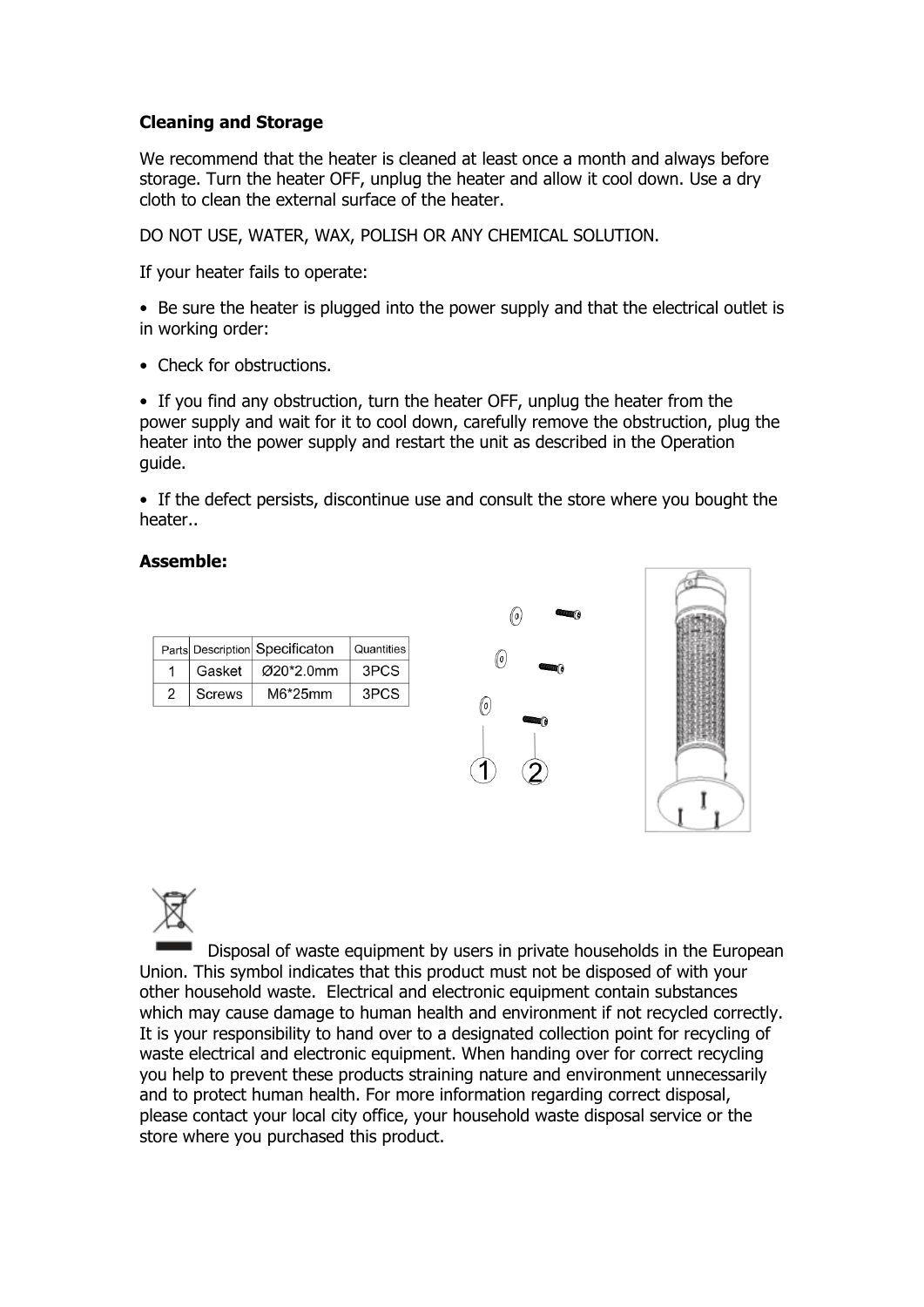**Cleaning and Storage**

We recommend that the heater is cleaned at least once a month and always before storage. Turn the heater OFF, unplug the heater and allow it cool down. Use a dry cloth to clean the external surface of the heater.

DO NOT USE, WATER, WAX, POLISH OR ANY CHEMICAL SOLUTION.

If your heater fails to operate:

• Be sure the heater is plugged into the power supply and that the electrical outlet is in working order:

• Check for obstructions.

• If you find any obstruction, turn the heater OFF, unplug the heater from the power supply and wait for it to cool down, carefully remove the obstruction, plug the heater into the power supply and restart the unit as described in the Operation guide.

• If the defect persists, discontinue use and consult the store where you bought the heater..

**Assemble:**

| Parts | Description | Specificaton | Quantities |
|---|---|---|---|
| 1 | Gasket | Ø20*2.0mm | 3PCS |
| 2 | Screws | M6*25mm | 3PCS |

1 2

Disposal of waste equipment by users in private households in the European Union. This symbol indicates that this product must not be disposed of with your other household waste. Electrical and electronic equipment contain substances which may cause damage to human health and environment if not recycled correctly. It is your responsibility to hand over to a designated collection point for recycling of waste electrical and electronic equipment. When handing over for correct recycling you help to prevent these products straining nature and environment unnecessarily and to protect human health. For more information regarding correct disposal, please contact your local city office, your household waste disposal service or the store where you purchased this product.